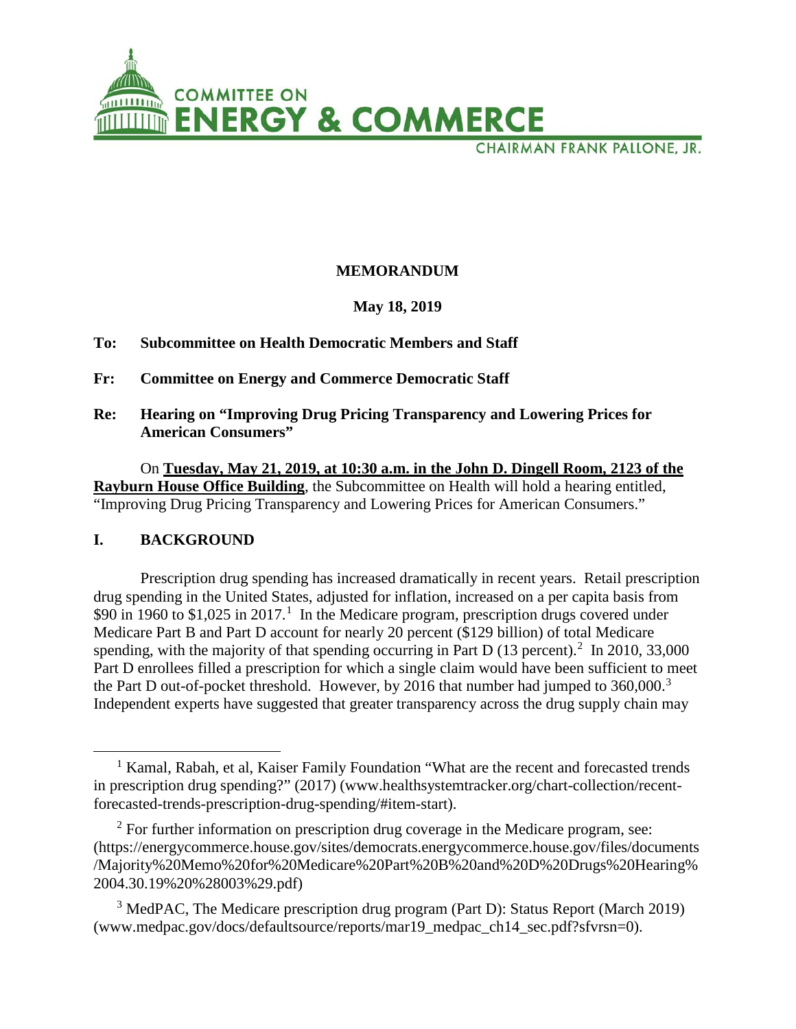COMMITTEE ON
# ENERGY & COMMERCE
CHAIRMAN FRANK PALLONE, JR.

**MEMORANDUM**

**May 18, 2019**

**To: Subcommittee on Health Democratic Members and Staff**

**Fr: Committee on Energy and Commerce Democratic Staff**

**Re: Hearing on "Improving Drug Pricing Transparency and Lowering Prices for American Consumers"**

On **Tuesday, May 21, 2019, at 10:30 a.m. in the John D. Dingell Room, 2123 of the Rayburn House Office Building**, the Subcommittee on Health will hold a hearing entitled, "Improving Drug Pricing Transparency and Lowering Prices for American Consumers."

## I. BACKGROUND

Prescription drug spending has increased dramatically in recent years. Retail prescription drug spending in the United States, adjusted for inflation, increased on a per capita basis from $90 in 1960 to $1,025 in 2017.[1] In the Medicare program, prescription drugs covered under Medicare Part B and Part D account for nearly 20 percent ($129 billion) of total Medicare spending, with the majority of that spending occurring in Part D (13 percent).[2] In 2010, 33,000 Part D enrollees filled a prescription for which a single claim would have been sufficient to meet the Part D out-of-pocket threshold. However, by 2016 that number had jumped to 360,000.[3] Independent experts have suggested that greater transparency across the drug supply chain may

---

[1] Kamal, Rabah, et al, Kaiser Family Foundation "What are the recent and forecasted trends in prescription drug spending?" (2017) (www.healthsystemtracker.org/chart-collection/recent-forecasted-trends-prescription-drug-spending/#item-start).

[2] For further information on prescription drug coverage in the Medicare program, see: (https://energycommerce.house.gov/sites/democrats.energycommerce.house.gov/files/documents/Majority%20Memo%20for%20Medicare%20Part%20B%20and%20D%20Drugs%20Hearing%2004.30.19%20%28003%29.pdf)

[3] MedPAC, The Medicare prescription drug program (Part D): Status Report (March 2019) (www.medpac.gov/docs/defaultsource/reports/mar19_medpac_ch14_sec.pdf?sfvrsn=0).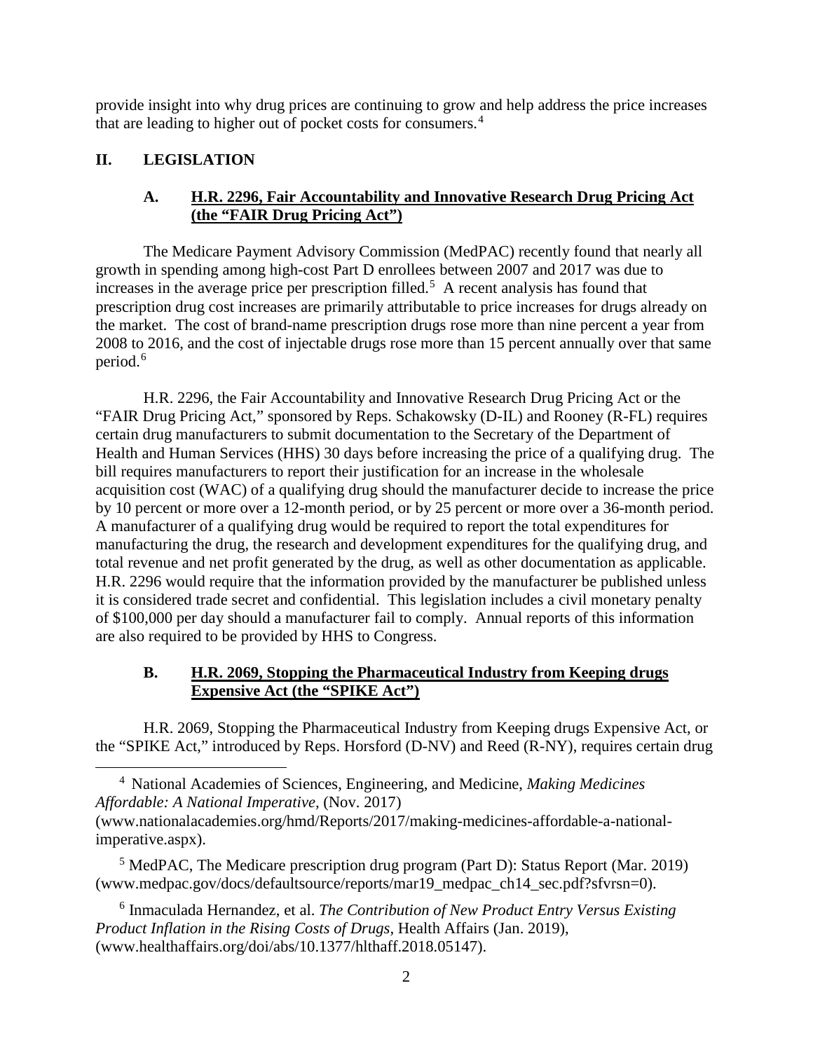provide insight into why drug prices are continuing to grow and help address the price increases that are leading to higher out of pocket costs for consumers.[4]

## II. LEGISLATION

### A. H.R. 2296, Fair Accountability and Innovative Research Drug Pricing Act (the "FAIR Drug Pricing Act")

The Medicare Payment Advisory Commission (MedPAC) recently found that nearly all growth in spending among high-cost Part D enrollees between 2007 and 2017 was due to increases in the average price per prescription filled.[5] A recent analysis has found that prescription drug cost increases are primarily attributable to price increases for drugs already on the market. The cost of brand-name prescription drugs rose more than nine percent a year from 2008 to 2016, and the cost of injectable drugs rose more than 15 percent annually over that same period.[6]

H.R. 2296, the Fair Accountability and Innovative Research Drug Pricing Act or the "FAIR Drug Pricing Act," sponsored by Reps. Schakowsky (D-IL) and Rooney (R-FL) requires certain drug manufacturers to submit documentation to the Secretary of the Department of Health and Human Services (HHS) 30 days before increasing the price of a qualifying drug. The bill requires manufacturers to report their justification for an increase in the wholesale acquisition cost (WAC) of a qualifying drug should the manufacturer decide to increase the price by 10 percent or more over a 12-month period, or by 25 percent or more over a 36-month period. A manufacturer of a qualifying drug would be required to report the total expenditures for manufacturing the drug, the research and development expenditures for the qualifying drug, and total revenue and net profit generated by the drug, as well as other documentation as applicable. H.R. 2296 would require that the information provided by the manufacturer be published unless it is considered trade secret and confidential. This legislation includes a civil monetary penalty of $100,000 per day should a manufacturer fail to comply. Annual reports of this information are also required to be provided by HHS to Congress.

### B. H.R. 2069, Stopping the Pharmaceutical Industry from Keeping drugs Expensive Act (the "SPIKE Act")

H.R. 2069, Stopping the Pharmaceutical Industry from Keeping drugs Expensive Act, or the "SPIKE Act," introduced by Reps. Horsford (D-NV) and Reed (R-NY), requires certain drug

---

[4] National Academies of Sciences, Engineering, and Medicine, *Making Medicines Affordable: A National Imperative,* (Nov. 2017) (www.nationalacademies.org/hmd/Reports/2017/making-medicines-affordable-a-national-imperative.aspx).

[5] MedPAC, The Medicare prescription drug program (Part D): Status Report (Mar. 2019) (www.medpac.gov/docs/defaultsource/reports/mar19_medpac_ch14_sec.pdf?sfvrsn=0).

[6] Inmaculada Hernandez, et al. *The Contribution of New Product Entry Versus Existing Product Inflation in the Rising Costs of Drugs,* Health Affairs (Jan. 2019), (www.healthaffairs.org/doi/abs/10.1377/hlthaff.2018.05147).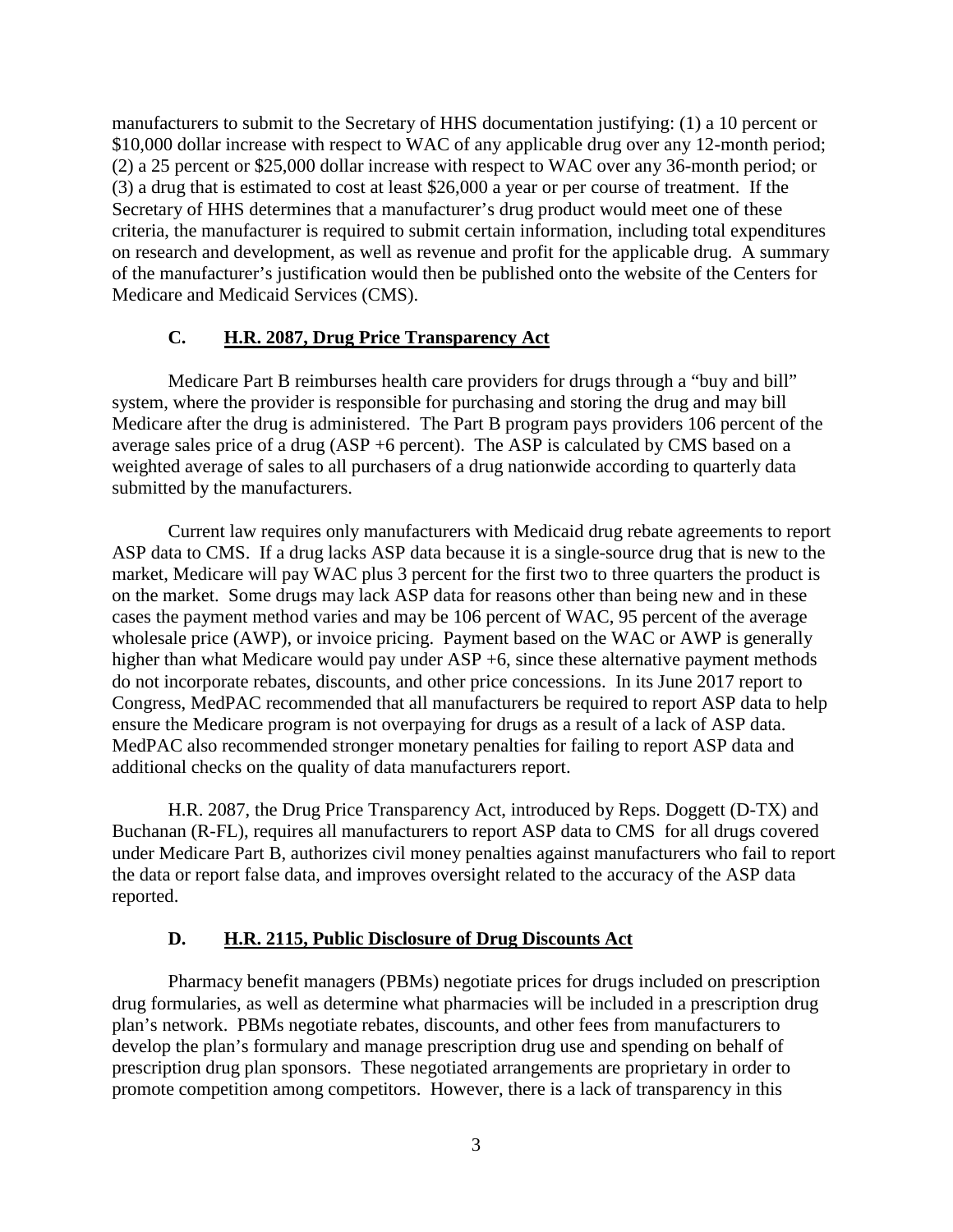manufacturers to submit to the Secretary of HHS documentation justifying: (1) a 10 percent or $10,000 dollar increase with respect to WAC of any applicable drug over any 12-month period; (2) a 25 percent or $25,000 dollar increase with respect to WAC over any 36-month period; or (3) a drug that is estimated to cost at least $26,000 a year or per course of treatment. If the Secretary of HHS determines that a manufacturer's drug product would meet one of these criteria, the manufacturer is required to submit certain information, including total expenditures on research and development, as well as revenue and profit for the applicable drug. A summary of the manufacturer's justification would then be published onto the website of the Centers for Medicare and Medicaid Services (CMS).

### C. H.R. 2087, Drug Price Transparency Act

Medicare Part B reimburses health care providers for drugs through a "buy and bill" system, where the provider is responsible for purchasing and storing the drug and may bill Medicare after the drug is administered. The Part B program pays providers 106 percent of the average sales price of a drug (ASP +6 percent). The ASP is calculated by CMS based on a weighted average of sales to all purchasers of a drug nationwide according to quarterly data submitted by the manufacturers.

Current law requires only manufacturers with Medicaid drug rebate agreements to report ASP data to CMS. If a drug lacks ASP data because it is a single-source drug that is new to the market, Medicare will pay WAC plus 3 percent for the first two to three quarters the product is on the market. Some drugs may lack ASP data for reasons other than being new and in these cases the payment method varies and may be 106 percent of WAC, 95 percent of the average wholesale price (AWP), or invoice pricing. Payment based on the WAC or AWP is generally higher than what Medicare would pay under ASP +6, since these alternative payment methods do not incorporate rebates, discounts, and other price concessions. In its June 2017 report to Congress, MedPAC recommended that all manufacturers be required to report ASP data to help ensure the Medicare program is not overpaying for drugs as a result of a lack of ASP data. MedPAC also recommended stronger monetary penalties for failing to report ASP data and additional checks on the quality of data manufacturers report.

H.R. 2087, the Drug Price Transparency Act, introduced by Reps. Doggett (D-TX) and Buchanan (R-FL), requires all manufacturers to report ASP data to CMS for all drugs covered under Medicare Part B, authorizes civil money penalties against manufacturers who fail to report the data or report false data, and improves oversight related to the accuracy of the ASP data reported.

### D. H.R. 2115, Public Disclosure of Drug Discounts Act

Pharmacy benefit managers (PBMs) negotiate prices for drugs included on prescription drug formularies, as well as determine what pharmacies will be included in a prescription drug plan's network. PBMs negotiate rebates, discounts, and other fees from manufacturers to develop the plan's formulary and manage prescription drug use and spending on behalf of prescription drug plan sponsors. These negotiated arrangements are proprietary in order to promote competition among competitors. However, there is a lack of transparency in this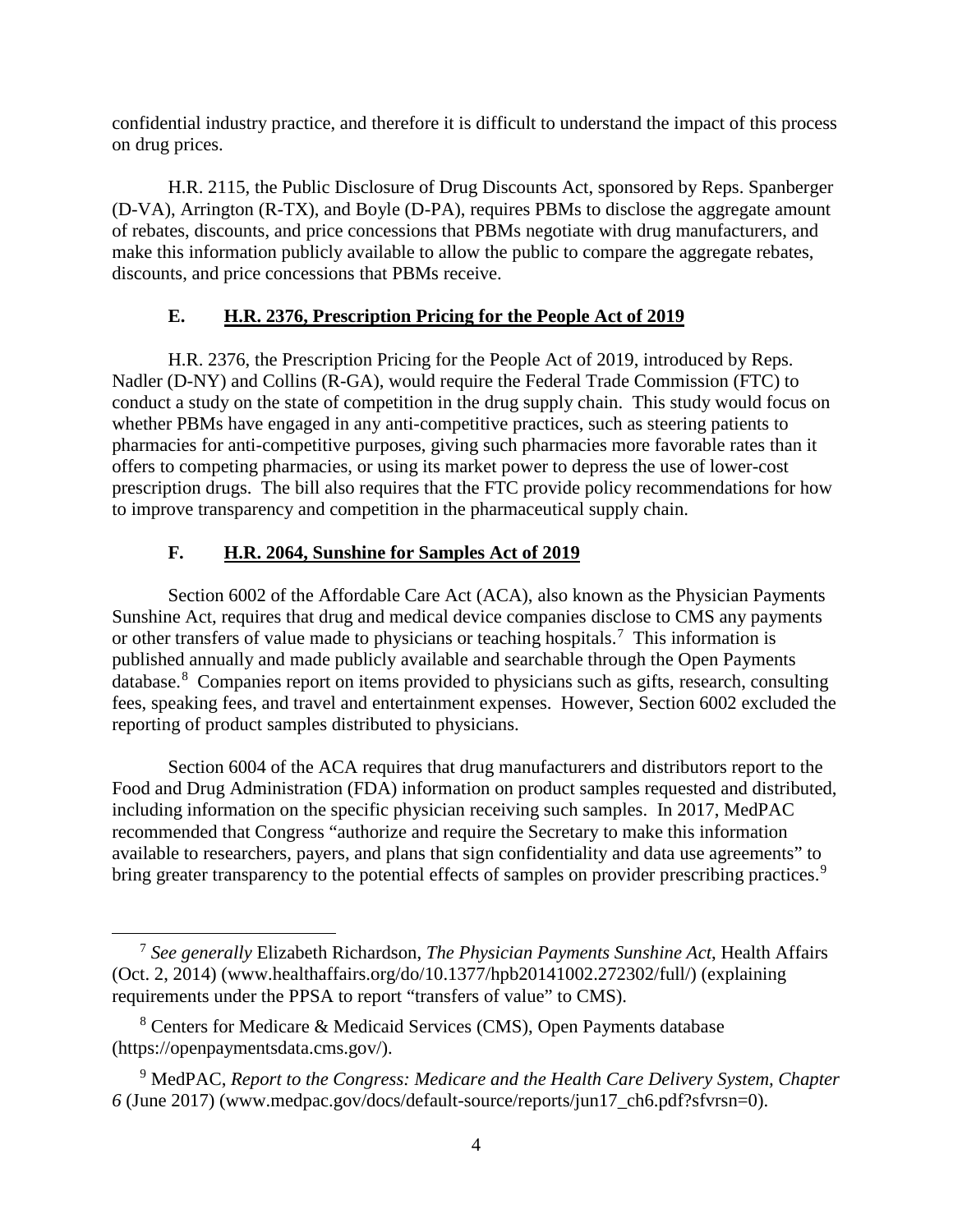confidential industry practice, and therefore it is difficult to understand the impact of this process on drug prices.

H.R. 2115, the Public Disclosure of Drug Discounts Act, sponsored by Reps. Spanberger (D-VA), Arrington (R-TX), and Boyle (D-PA), requires PBMs to disclose the aggregate amount of rebates, discounts, and price concessions that PBMs negotiate with drug manufacturers, and make this information publicly available to allow the public to compare the aggregate rebates, discounts, and price concessions that PBMs receive.

### E. H.R. 2376, Prescription Pricing for the People Act of 2019

H.R. 2376, the Prescription Pricing for the People Act of 2019, introduced by Reps. Nadler (D-NY) and Collins (R-GA), would require the Federal Trade Commission (FTC) to conduct a study on the state of competition in the drug supply chain. This study would focus on whether PBMs have engaged in any anti-competitive practices, such as steering patients to pharmacies for anti-competitive purposes, giving such pharmacies more favorable rates than it offers to competing pharmacies, or using its market power to depress the use of lower-cost prescription drugs. The bill also requires that the FTC provide policy recommendations for how to improve transparency and competition in the pharmaceutical supply chain.

### F. H.R. 2064, Sunshine for Samples Act of 2019

Section 6002 of the Affordable Care Act (ACA), also known as the Physician Payments Sunshine Act, requires that drug and medical device companies disclose to CMS any payments or other transfers of value made to physicians or teaching hospitals.[7] This information is published annually and made publicly available and searchable through the Open Payments database.[8] Companies report on items provided to physicians such as gifts, research, consulting fees, speaking fees, and travel and entertainment expenses. However, Section 6002 excluded the reporting of product samples distributed to physicians.

Section 6004 of the ACA requires that drug manufacturers and distributors report to the Food and Drug Administration (FDA) information on product samples requested and distributed, including information on the specific physician receiving such samples. In 2017, MedPAC recommended that Congress "authorize and require the Secretary to make this information available to researchers, payers, and plans that sign confidentiality and data use agreements" to bring greater transparency to the potential effects of samples on provider prescribing practices.[9]

---

[7] *See generally* Elizabeth Richardson, *The Physician Payments Sunshine Act*, Health Affairs (Oct. 2, 2014) (www.healthaffairs.org/do/10.1377/hpb20141002.272302/full/) (explaining requirements under the PPSA to report "transfers of value" to CMS).

[8] Centers for Medicare & Medicaid Services (CMS), Open Payments database (https://openpaymentsdata.cms.gov/).

[9] MedPAC, *Report to the Congress: Medicare and the Health Care Delivery System, Chapter 6* (June 2017) (www.medpac.gov/docs/default-source/reports/jun17_ch6.pdf?sfvrsn=0).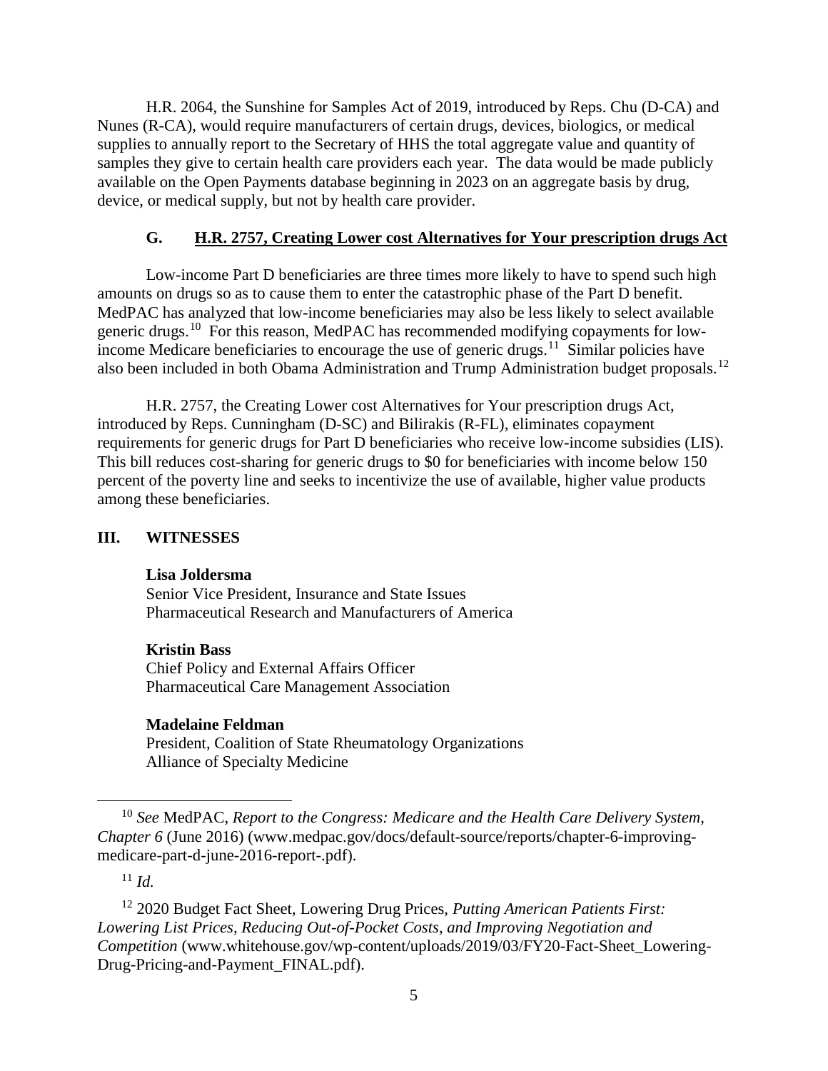H.R. 2064, the Sunshine for Samples Act of 2019, introduced by Reps. Chu (D-CA) and Nunes (R-CA), would require manufacturers of certain drugs, devices, biologics, or medical supplies to annually report to the Secretary of HHS the total aggregate value and quantity of samples they give to certain health care providers each year. The data would be made publicly available on the Open Payments database beginning in 2023 on an aggregate basis by drug, device, or medical supply, but not by health care provider.

### G. H.R. 2757, Creating Lower cost Alternatives for Your prescription drugs Act

Low-income Part D beneficiaries are three times more likely to have to spend such high amounts on drugs so as to cause them to enter the catastrophic phase of the Part D benefit. MedPAC has analyzed that low-income beneficiaries may also be less likely to select available generic drugs.[10] For this reason, MedPAC has recommended modifying copayments for low-income Medicare beneficiaries to encourage the use of generic drugs.[11] Similar policies have also been included in both Obama Administration and Trump Administration budget proposals.[12]

H.R. 2757, the Creating Lower cost Alternatives for Your prescription drugs Act, introduced by Reps. Cunningham (D-SC) and Bilirakis (R-FL), eliminates copayment requirements for generic drugs for Part D beneficiaries who receive low-income subsidies (LIS). This bill reduces cost-sharing for generic drugs to $0 for beneficiaries with income below 150 percent of the poverty line and seeks to incentivize the use of available, higher value products among these beneficiaries.

## III. WITNESSES

**Lisa Joldersma**
Senior Vice President, Insurance and State Issues
Pharmaceutical Research and Manufacturers of America

**Kristin Bass**
Chief Policy and External Affairs Officer
Pharmaceutical Care Management Association

**Madelaine Feldman**
President, Coalition of State Rheumatology Organizations
Alliance of Specialty Medicine

---

[10] *See* MedPAC, *Report to the Congress: Medicare and the Health Care Delivery System, Chapter 6* (June 2016) (www.medpac.gov/docs/default-source/reports/chapter-6-improving-medicare-part-d-june-2016-report-.pdf).

[11] *Id.*

[12] 2020 Budget Fact Sheet, Lowering Drug Prices, *Putting American Patients First: Lowering List Prices, Reducing Out-of-Pocket Costs, and Improving Negotiation and Competition* (www.whitehouse.gov/wp-content/uploads/2019/03/FY20-Fact-Sheet_Lowering-Drug-Pricing-and-Payment_FINAL.pdf).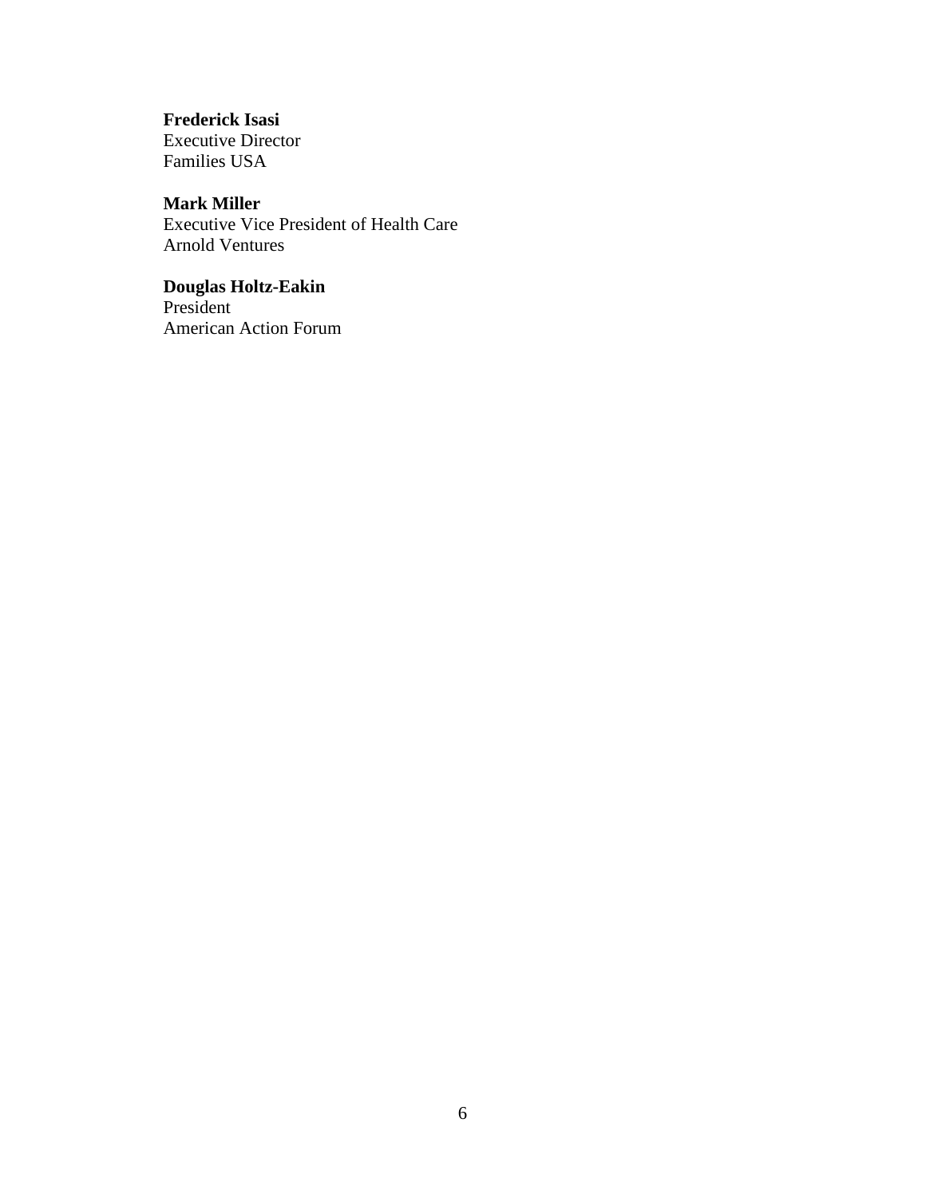**Frederick Isasi**
Executive Director
Families USA

**Mark Miller**
Executive Vice President of Health Care
Arnold Ventures

**Douglas Holtz-Eakin**
President
American Action Forum